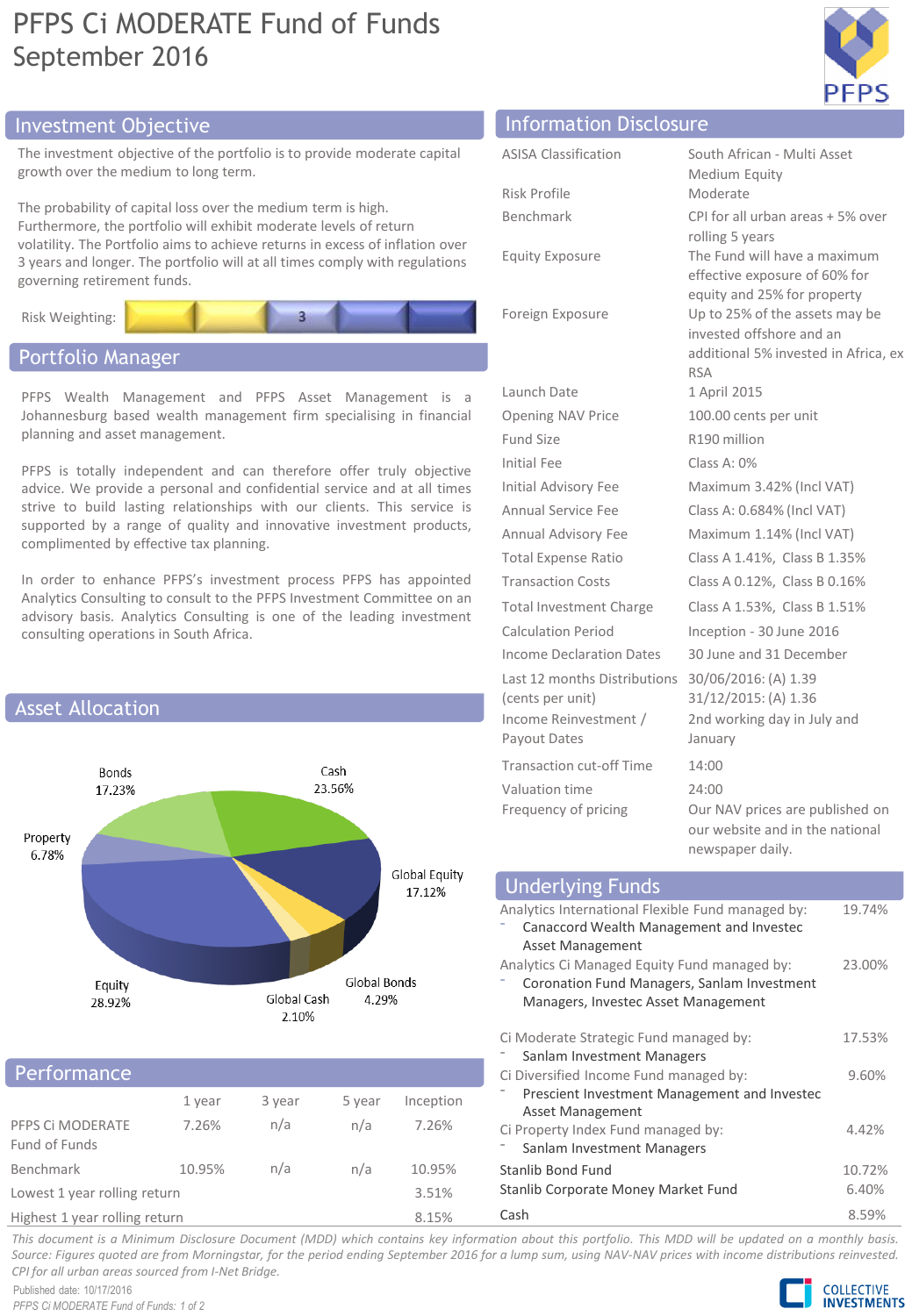# PFPS Ci MODERATE Fund of Funds
## September 2016

## Investment Objective

The investment objective of the portfolio is to provide moderate capital growth over the medium to long term.

The probability of capital loss over the medium term is high. Furthermore, the portfolio will exhibit moderate levels of return volatility. The Portfolio aims to achieve returns in excess of inflation over 3 years and longer. The portfolio will at all times comply with regulations governing retirement funds.

Risk Weighting: 3

## Portfolio Manager

PFPS Wealth Management and PFPS Asset Management is a Johannesburg based wealth management firm specialising in financial planning and asset management.

PFPS is totally independent and can therefore offer truly objective advice. We provide a personal and confidential service and at all times strive to build lasting relationships with our clients. This service is supported by a range of quality and innovative investment products, complimented by effective tax planning.

In order to enhance PFPS's investment process PFPS has appointed Analytics Consulting to consult to the PFPS Investment Committee on an advisory basis. Analytics Consulting is one of the leading investment consulting operations in South Africa.

## Asset Allocation

| Asset | Allocation |
|---|---|
| Cash | 23.56% |
| Global Equity | 17.12% |
| Global Bonds | 4.29% |
| Global Cash | 2.10% |
| Equity | 28.92% |
| Property | 6.78% |
| Bonds | 17.23% |

## Performance

| | 1 year | 3 year | 5 year | Inception |
|---|---|---|---|---|
| PFPS Ci MODERATE Fund of Funds | 7.26% | n/a | n/a | 7.26% |
| Benchmark | 10.95% | n/a | n/a | 10.95% |
| Lowest 1 year rolling return | | | | 3.51% |
| Highest 1 year rolling return | | | | 8.15% |

## Information Disclosure

| | |
|---|---|
| ASISA Classification | South African - Multi Asset Medium Equity |
| Risk Profile | Moderate |
| Benchmark | CPI for all urban areas + 5% over rolling 5 years |
| Equity Exposure | The Fund will have a maximum effective exposure of 60% for equity and 25% for property |
| Foreign Exposure | Up to 25% of the assets may be invested offshore and an additional 5% invested in Africa, ex RSA |
| Launch Date | 1 April 2015 |
| Opening NAV Price | 100.00 cents per unit |
| Fund Size | R190 million |
| Initial Fee | Class A: 0% |
| Initial Advisory Fee | Maximum 3.42% (Incl VAT) |
| Annual Service Fee | Class A: 0.684% (Incl VAT) |
| Annual Advisory Fee | Maximum 1.14% (Incl VAT) |
| Total Expense Ratio | Class A 1.41%, Class B 1.35% |
| Transaction Costs | Class A 0.12%, Class B 0.16% |
| Total Investment Charge | Class A 1.53%, Class B 1.51% |
| Calculation Period | Inception - 30 June 2016 |
| Income Declaration Dates | 30 June and 31 December |
| Last 12 months Distributions (cents per unit) | 30/06/2016: (A) 1.39<br>31/12/2015: (A) 1.36 |
| Income Reinvestment / Payout Dates | 2nd working day in July and January |
| Transaction cut-off Time | 14:00 |
| Valuation time | 24:00 |
| Frequency of pricing | Our NAV prices are published on our website and in the national newspaper daily. |

## Underlying Funds

| Fund | Weight |
|---|---|
| Analytics International Flexible Fund managed by:<br>- Canaccord Wealth Management and Investec Asset Management | 19.74% |
| Analytics Ci Managed Equity Fund managed by:<br>- Coronation Fund Managers, Sanlam Investment Managers, Investec Asset Management | 23.00% |
| Ci Moderate Strategic Fund managed by:<br>- Sanlam Investment Managers | 17.53% |
| Ci Diversified Income Fund managed by:<br>- Prescient Investment Management and Investec Asset Management | 9.60% |
| Ci Property Index Fund managed by:<br>- Sanlam Investment Managers | 4.42% |
| Stanlib Bond Fund | 10.72% |
| Stanlib Corporate Money Market Fund | 6.40% |
| Cash | 8.59% |

*This document is a Minimum Disclosure Document (MDD) which contains key information about this portfolio. This MDD will be updated on a monthly basis. Source: Figures quoted are from Morningstar, for the period ending September 2016 for a lump sum, using NAV-NAV prices with income distributions reinvested. CPI for all urban areas sourced from I-Net Bridge.*

Published date: 10/17/2016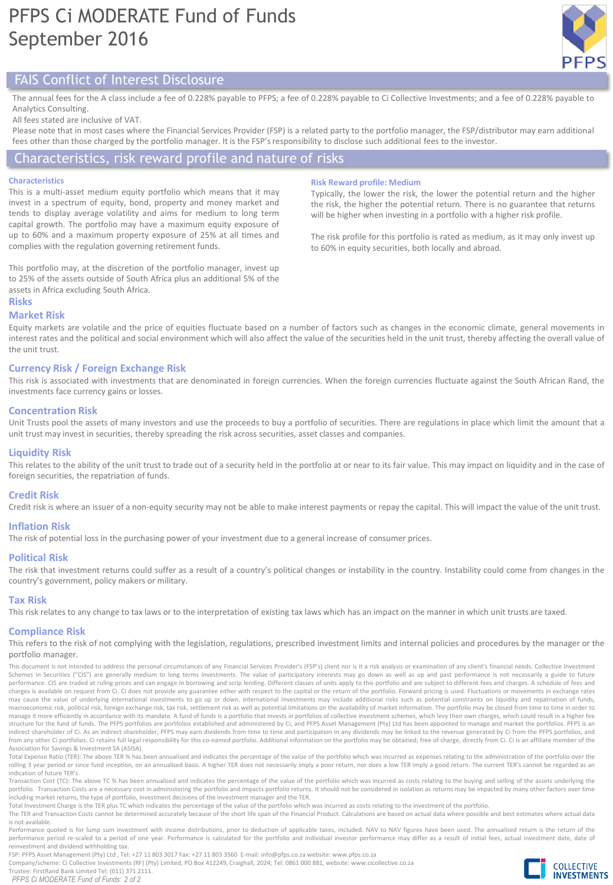# PFPS Ci MODERATE Fund of Funds
# September 2016

## FAIS Conflict of Interest Disclosure

The annual fees for the A class include a fee of 0.228% payable to PFPS; a fee of 0.228% payable to Ci Collective Investments; and a fee of 0.228% payable to Analytics Consulting.

All fees stated are inclusive of VAT.

Please note that in most cases where the Financial Services Provider (FSP) is a related party to the portfolio manager, the FSP/distributor may earn additional fees other than those charged by the portfolio manager. It is the FSP's responsibility to disclose such additional fees to the investor.

## Characteristics, risk reward profile and nature of risks

### Characteristics

This is a multi-asset medium equity portfolio which means that it may invest in a spectrum of equity, bond, property and money market and tends to display average volatility and aims for medium to long term capital growth. The portfolio may have a maximum equity exposure of up to 60% and a maximum property exposure of 25% at all times and complies with the regulation governing retirement funds.

This portfolio may, at the discretion of the portfolio manager, invest up to 25% of the assets outside of South Africa plus an additional 5% of the assets in Africa excluding South Africa.

### Risk Reward profile: Medium

Typically, the lower the risk, the lower the potential return and the higher the risk, the higher the potential return. There is no guarantee that returns will be higher when investing in a portfolio with a higher risk profile.

The risk profile for this portfolio is rated as medium, as it may only invest up to 60% in equity securities, both locally and abroad.

### Risks

### Market Risk

Equity markets are volatile and the price of equities fluctuate based on a number of factors such as changes in the economic climate, general movements in interest rates and the political and social environment which will also affect the value of the securities held in the unit trust, thereby affecting the overall value of the unit trust.

### Currency Risk / Foreign Exchange Risk

This risk is associated with investments that are denominated in foreign currencies. When the foreign currencies fluctuate against the South African Rand, the investments face currency gains or losses.

### Concentration Risk

Unit Trusts pool the assets of many investors and use the proceeds to buy a portfolio of securities. There are regulations in place which limit the amount that a unit trust may invest in securities, thereby spreading the risk across securities, asset classes and companies.

### Liquidity Risk

This relates to the ability of the unit trust to trade out of a security held in the portfolio at or near to its fair value. This may impact on liquidity and in the case of foreign securities, the repatriation of funds.

### Credit Risk

Credit risk is where an issuer of a non-equity security may not be able to make interest payments or repay the capital. This will impact the value of the unit trust.

### Inflation Risk

The risk of potential loss in the purchasing power of your investment due to a general increase of consumer prices.

### Political Risk

The risk that investment returns could suffer as a result of a country's political changes or instability in the country. Instability could come from changes in the country's government, policy makers or military.

### Tax Risk

This risk relates to any change to tax laws or to the interpretation of existing tax laws which has an impact on the manner in which unit trusts are taxed.

### Compliance Risk

This refers to the risk of not complying with the legislation, regulations, prescribed investment limits and internal policies and procedures by the manager or the portfolio manager.

This document is not intended to address the personal circumstances of any Financial Services Provider's (FSP's) client nor is it a risk analysis or examination of any client's financial needs. Collective Investment Schemes in Securities ("CIS") are generally medium to long terms investments. The value of participatory interests may go down as well as up and past performance is not necessarily a guide to future performance. CIS are traded at ruling prices and can engage in borrowing and scrip lending. Different classes of units apply to this portfolio and are subject to different fees and charges. A schedule of fees and charges is available on request from Ci. Ci does not provide any guarantee either with respect to the capital or the return of the portfolio. Forward pricing is used. Fluctuations or movements in exchange rates may cause the value of underlying international investments to go up or down. International Investments may include additional risks such as potential constraints on liquidity and repatriation of funds, macroeconomic risk, political risk, foreign exchange risk, tax risk, settlement risk as well as potential limitations on the availability of market information. The portfolio may be closed from time to time in order to manage it more efficiently in accordance with its mandate. A fund of funds is a portfolio that invests in portfolios of collective investment schemes, which levy their own charges, which could result in a higher fee structure for the fund of funds. The PFPS portfolios are portfolios established and administered by Ci, and PFPS Asset Management (Pty) Ltd has been appointed to manage and market the portfolios. PFPS is an indirect shareholder of Ci. As an indirect shareholder, PFPS may earn dividends from time to time and participation in any dividends may be linked to the revenue generated by Ci from the PFPS portfolios, and from any other Ci portfolios. Ci retains full legal responsibility for this co-named portfolio. Additional information on the portfolio may be obtained, free of charge, directly from Ci. Ci is an affiliate member of the Association for Savings & Investment SA (ASISA).

Total Expense Ratio (TER): The above TER % has been annualised and indicates the percentage of the value of the portfolio which was incurred as expenses relating to the administration of the portfolio over the rolling 3 year period or since fund inception, on an annualised basis. A higher TER does not necessarily imply a poor return, nor does a low TER imply a good return. The current TER's cannot be regarded as an indication of future TER's.

Transaction Cost (TC): The above TC % has been annualised and indicates the percentage of the value of the portfolio which was incurred as costs relating to the buying and selling of the assets underlying the portfolio. Transaction Costs are a necessary cost in administering the portfolio and impacts portfolio returns. It should not be considered in isolation as returns may be impacted by many other factors over time including market returns, the type of portfolio, investment decisions of the investment manager and the TER.

Total Investment Charge is the TER plus TC which indicates the percentage of the value of the portfolio which was incurred as costs relating to the investment of the portfolio.

The TER and Transaction Costs cannot be determined accurately because of the short life span of the Financial Product. Calculations are based on actual data where possible and best estimates where actual data is not available.

Performance quoted is for lump sum investment with income distributions, prior to deduction of applicable taxes, included. NAV to NAV figures have been used. The annualised return is the return of the performance period re-scaled to a period of one year. Performance is calculated for the portfolio and individual investor performance may differ as a result of initial fees, actual investment date, date of reinvestment and dividend withholding tax.

FSP: PFPS Asset Management (Pty) Ltd , Tel: +27 11 803 3017 Fax: +27 11 803 3560 E-mail: info@pfps.co.za website: www.pfps.co.za

Company/scheme: Ci Collective Investments (RF) (Pty) Limited, PO Box 412249, Craighall, 2024; Tel: 0861 000 881, website: www.cicollective.co.za

Trustee: FirstRand Bank Limited Tel: (011) 371 2111.